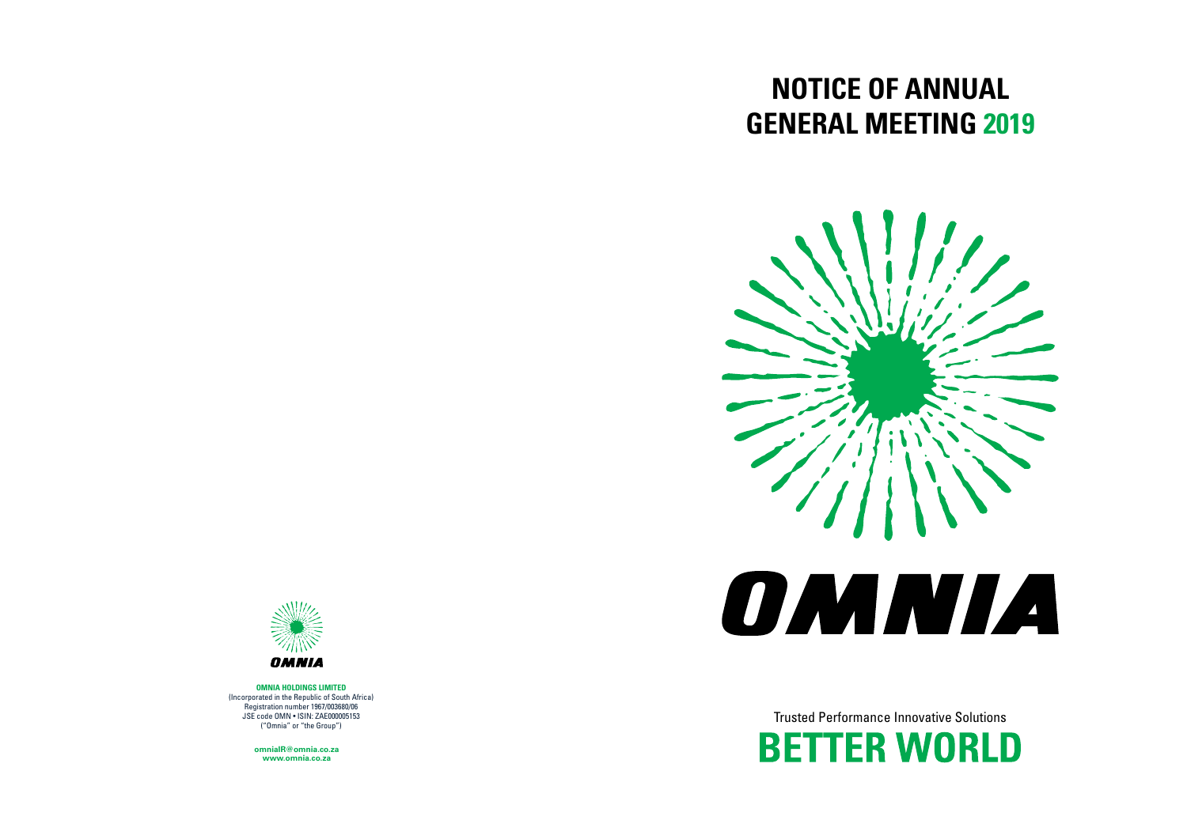# NOTICE OF ANNUAL GENERAL MEETING 2019

OMNIA

Trusted Performance Innovative Solutions

**BETTER WORLD**

OMNIA

**OMNIA HOLDINGS LIMITED**
(Incorporated in the Republic of South Africa)
Registration number 1967/003680/06
JSE code OMN • ISIN: ZAE000005153
("Omnia" or "the Group")

**omniaIR@omnia.co.za**
**www.omnia.co.za**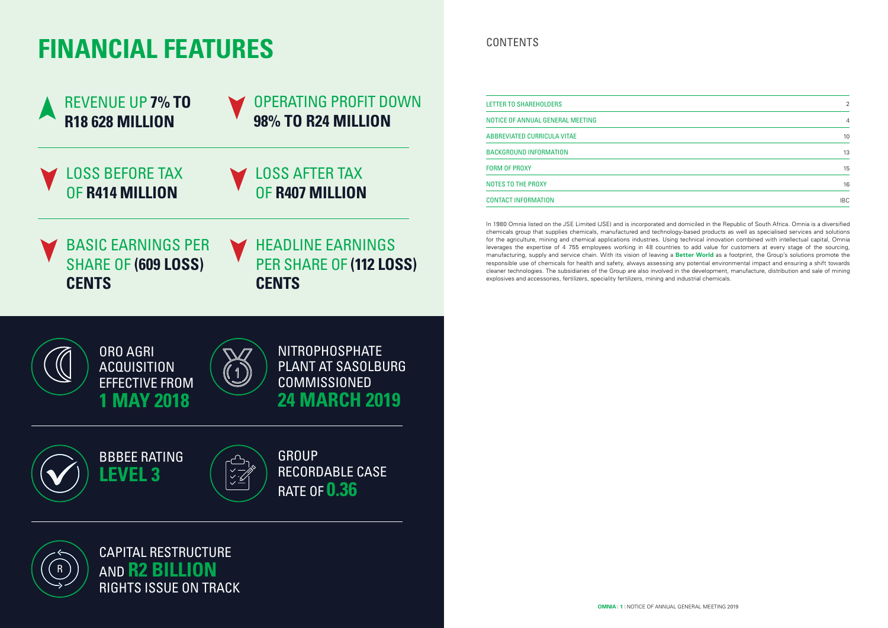# FINANCIAL FEATURES

REVENUE UP **7% TO R18 628 MILLION**

OPERATING PROFIT DOWN **98% TO R24 MILLION**

LOSS BEFORE TAX OF **R414 MILLION**

LOSS AFTER TAX OF **R407 MILLION**

BASIC EARNINGS PER SHARE OF **(609 LOSS) CENTS**

HEADLINE EARNINGS PER SHARE OF **(112 LOSS) CENTS**

ORO AGRI ACQUISITION EFFECTIVE FROM **1 MAY 2018**

NITROPHOSPHATE PLANT AT SASOLBURG COMMISSIONED **24 MARCH 2019**

BBBEE RATING **LEVEL 3**

GROUP RECORDABLE CASE RATE OF **0.36**

CAPITAL RESTRUCTURE AND **R2 BILLION** RIGHTS ISSUE ON TRACK

## CONTENTS

| | |
|---|---|
| LETTER TO SHAREHOLDERS | 2 |
| NOTICE OF ANNUAL GENERAL MEETING | 4 |
| ABBREVIATED CURRICULA VITAE | 10 |
| BACKGROUND INFORMATION | 13 |
| FORM OF PROXY | 15 |
| NOTES TO THE PROXY | 16 |
| CONTACT INFORMATION | IBC |

In 1980 Omnia listed on the JSE Limited (JSE) and is incorporated and domiciled in the Republic of South Africa. Omnia is a diversified chemicals group that supplies chemicals, manufactured and technology-based products as well as specialised services and solutions for the agriculture, mining and chemical applications industries. Using technical innovation combined with intellectual capital, Omnia leverages the expertise of 4 755 employees working in 48 countries to add value for customers at every stage of the sourcing, manufacturing, supply and service chain. With its vision of leaving a **Better World** as a footprint, the Group's solutions promote the responsible use of chemicals for health and safety, always assessing any potential environmental impact and ensuring a shift towards cleaner technologies. The subsidiaries of the Group are also involved in the development, manufacture, distribution and sale of mining explosives and accessories, fertilizers, speciality fertilizers, mining and industrial chemicals.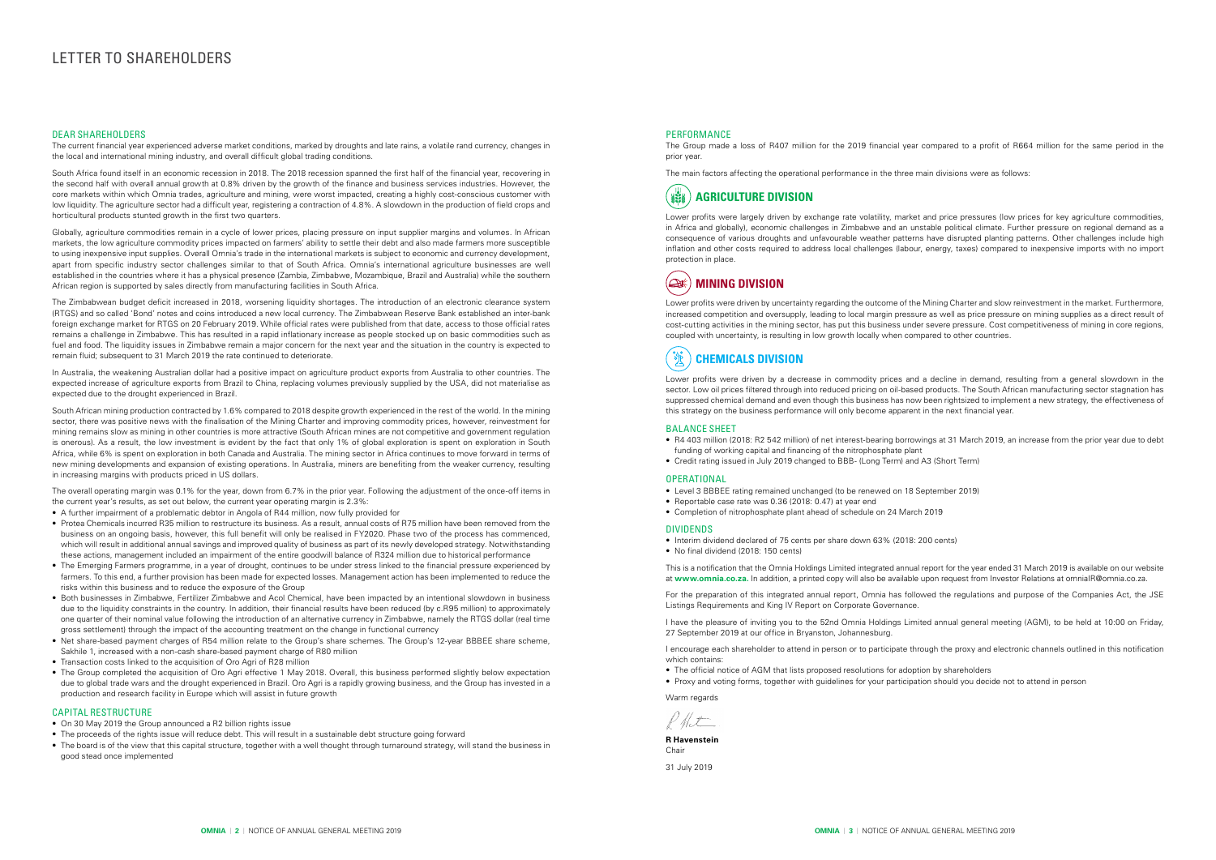# LETTER TO SHAREHOLDERS

## DEAR SHAREHOLDERS

The current financial year experienced adverse market conditions, marked by droughts and late rains, a volatile rand currency, changes in the local and international mining industry, and overall difficult global trading conditions.

South Africa found itself in an economic recession in 2018. The 2018 recession spanned the first half of the financial year, recovering in the second half with overall annual growth at 0.8% driven by the growth of the finance and business services industries. However, the core markets within which Omnia trades, agriculture and mining, were worst impacted, creating a highly cost-conscious customer with low liquidity. The agriculture sector had a difficult year, registering a contraction of 4.8%. A slowdown in the production of field crops and horticultural products stunted growth in the first two quarters.

Globally, agriculture commodities remain in a cycle of lower prices, placing pressure on input supplier margins and volumes. In African markets, the low agriculture commodity prices impacted on farmers' ability to settle their debt and also made farmers more susceptible to using inexpensive input supplies. Overall Omnia's trade in the international markets is subject to economic and currency development, apart from specific industry sector challenges similar to that of South Africa. Omnia's international agriculture businesses are well established in the countries where it has a physical presence (Zambia, Zimbabwe, Mozambique, Brazil and Australia) while the southern African region is supported by sales directly from manufacturing facilities in South Africa.

The Zimbabwean budget deficit increased in 2018, worsening liquidity shortages. The introduction of an electronic clearance system (RTGS) and so called 'Bond' notes and coins introduced a new local currency. The Zimbabwean Reserve Bank established an inter-bank foreign exchange market for RTGS on 20 February 2019. While official rates were published from that date, access to those official rates remains a challenge in Zimbabwe. This has resulted in a rapid inflationary increase as people stocked up on basic commodities such as fuel and food. The liquidity issues in Zimbabwe remain a major concern for the next year and the situation in the country is expected to remain fluid; subsequent to 31 March 2019 the rate continued to deteriorate.

In Australia, the weakening Australian dollar had a positive impact on agriculture product exports from Australia to other countries. The expected increase of agriculture exports from Brazil to China, replacing volumes previously supplied by the USA, did not materialise as expected due to the drought experienced in Brazil.

South African mining production contracted by 1.6% compared to 2018 despite growth experienced in the rest of the world. In the mining sector, there was positive news with the finalisation of the Mining Charter and improving commodity prices, however, reinvestment for mining remains slow as mining in other countries is more attractive (South African mines are not competitive and government regulation is onerous). As a result, the low investment is evident by the fact that only 1% of global exploration is spent on exploration in South Africa, while 6% is spent on exploration in both Canada and Australia. The mining sector in Africa continues to move forward in terms of new mining developments and expansion of existing operations. In Australia, miners are benefiting from the weaker currency, resulting in increasing margins with products priced in US dollars.

The overall operating margin was 0.1% for the year, down from 6.7% in the prior year. Following the adjustment of the once-off items in the current year's results, as set out below, the current year operating margin is 2.3%:

- A further impairment of a problematic debtor in Angola of R44 million, now fully provided for
- Protea Chemicals incurred R35 million to restructure its business. As a result, annual costs of R75 million have been removed from the business on an ongoing basis, however, this full benefit will only be realised in FY2020. Phase two of the process has commenced, which will result in additional annual savings and improved quality of business as part of its newly developed strategy. Notwithstanding these actions, management included an impairment of the entire goodwill balance of R324 million due to historical performance
- The Emerging Farmers programme, in a year of drought, continues to be under stress linked to the financial pressure experienced by farmers. To this end, a further provision has been made for expected losses. Management action has been implemented to reduce the risks within this business and to reduce the exposure of the Group
- Both businesses in Zimbabwe, Fertilizer Zimbabwe and Acol Chemical, have been impacted by an intentional slowdown in business due to the liquidity constraints in the country. In addition, their financial results have been reduced (by c.R95 million) to approximately one quarter of their nominal value following the introduction of an alternative currency in Zimbabwe, namely the RTGS dollar (real time gross settlement) through the impact of the accounting treatment on the change in functional currency
- Net share-based payment charges of R54 million relate to the Group's share schemes. The Group's 12-year BBBEE share scheme, Sakhile 1, increased with a non-cash share-based payment charge of R80 million
- Transaction costs linked to the acquisition of Oro Agri of R28 million
- The Group completed the acquisition of Oro Agri effective 1 May 2018. Overall, this business performed slightly below expectation due to global trade wars and the drought experienced in Brazil. Oro Agri is a rapidly growing business, and the Group has invested in a production and research facility in Europe which will assist in future growth

## CAPITAL RESTRUCTURE

- On 30 May 2019 the Group announced a R2 billion rights issue
- The proceeds of the rights issue will reduce debt. This will result in a sustainable debt structure going forward
- The board is of the view that this capital structure, together with a well thought through turnaround strategy, will stand the business in good stead once implemented

## PERFORMANCE

The Group made a loss of R407 million for the 2019 financial year compared to a profit of R664 million for the same period in the prior year.

The main factors affecting the operational performance in the three main divisions were as follows:

### AGRICULTURE DIVISION

Lower profits were largely driven by exchange rate volatility, market and price pressures (low prices for key agriculture commodities, in Africa and globally), economic challenges in Zimbabwe and an unstable political climate. Further pressure on regional demand as a consequence of various droughts and unfavourable weather patterns have disrupted planting patterns. Other challenges include high inflation and other costs required to address local challenges (labour, energy, taxes) compared to inexpensive imports with no import protection in place.

### MINING DIVISION

Lower profits were driven by uncertainty regarding the outcome of the Mining Charter and slow reinvestment in the market. Furthermore, increased competition and oversupply, leading to local margin pressure as well as price pressure on mining supplies as a direct result of cost-cutting activities in the mining sector, has put this business under severe pressure. Cost competitiveness of mining in core regions, coupled with uncertainty, is resulting in low growth locally when compared to other countries.

### CHEMICALS DIVISION

Lower profits were driven by a decrease in commodity prices and a decline in demand, resulting from a general slowdown in the sector. Low oil prices filtered through into reduced pricing on oil-based products. The South African manufacturing sector stagnation has suppressed chemical demand and even though this business has now been rightsized to implement a new strategy, the effectiveness of this strategy on the business performance will only become apparent in the next financial year.

## BALANCE SHEET

- R4 403 million (2018: R2 542 million) of net interest-bearing borrowings at 31 March 2019, an increase from the prior year due to debt funding of working capital and financing of the nitrophosphate plant
- Credit rating issued in July 2019 changed to BBB- (Long Term) and A3 (Short Term)

## OPERATIONAL

- Level 3 BBBEE rating remained unchanged (to be renewed on 18 September 2019)
- Reportable case rate was 0.36 (2018: 0.47) at year end
- Completion of nitrophosphate plant ahead of schedule on 24 March 2019

## DIVIDENDS

- Interim dividend declared of 75 cents per share down 63% (2018: 200 cents)
- No final dividend (2018: 150 cents)

This is a notification that the Omnia Holdings Limited integrated annual report for the year ended 31 March 2019 is available on our website at **www.omnia.co.za.** In addition, a printed copy will also be available upon request from Investor Relations at omniaIR@omnia.co.za.

For the preparation of this integrated annual report, Omnia has followed the regulations and purpose of the Companies Act, the JSE Listings Requirements and King IV Report on Corporate Governance.

I have the pleasure of inviting you to the 52nd Omnia Holdings Limited annual general meeting (AGM), to be held at 10:00 on Friday, 27 September 2019 at our office in Bryanston, Johannesburg.

I encourage each shareholder to attend in person or to participate through the proxy and electronic channels outlined in this notification which contains:

- The official notice of AGM that lists proposed resolutions for adoption by shareholders
- Proxy and voting forms, together with guidelines for your participation should you decide not to attend in person

Warm regards

**R Havenstein**
Chair

31 July 2019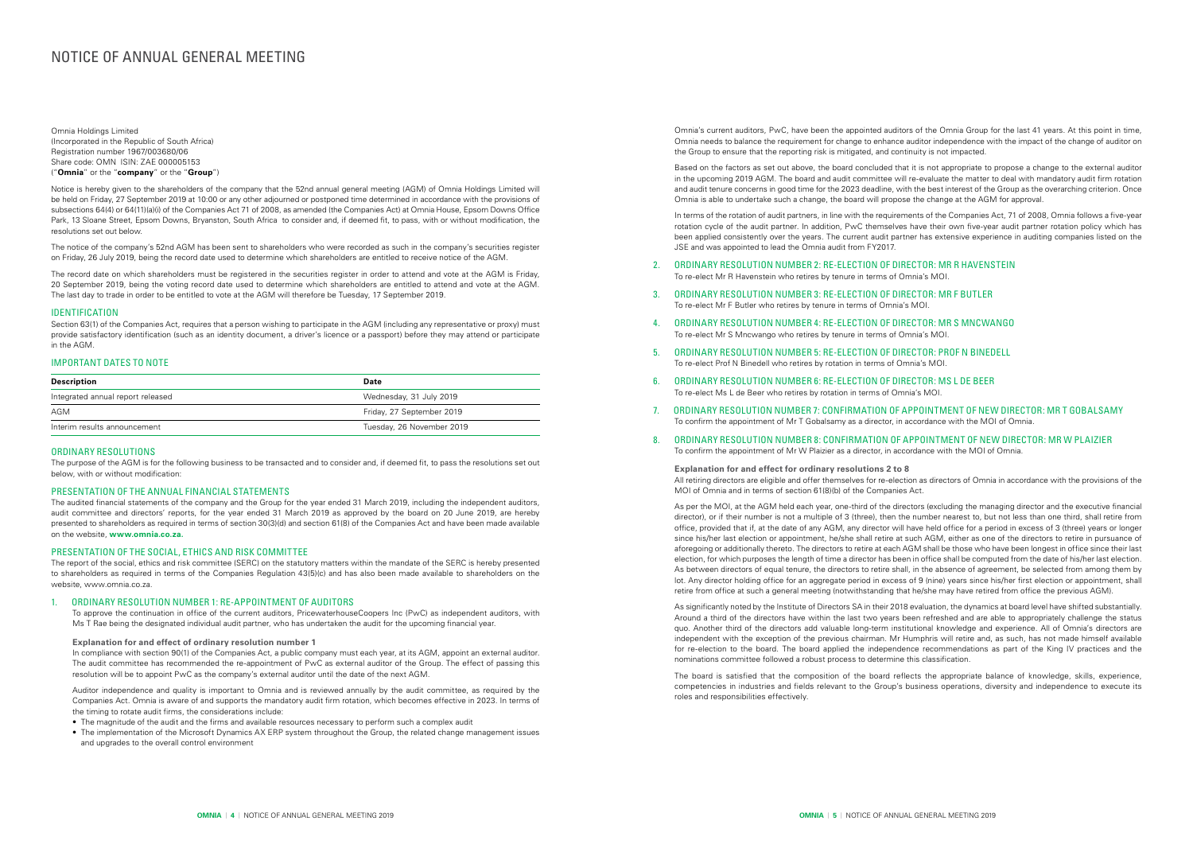# NOTICE OF ANNUAL GENERAL MEETING

Omnia Holdings Limited
(Incorporated in the Republic of South Africa)
Registration number 1967/003680/06
Share code: OMN ISIN: ZAE 000005153
("**Omnia**" or the "**company**" or the "**Group**")

Notice is hereby given to the shareholders of the company that the 52nd annual general meeting (AGM) of Omnia Holdings Limited will be held on Friday, 27 September 2019 at 10:00 or any other adjourned or postponed time determined in accordance with the provisions of subsections 64(4) or 64(11)(a)(i) of the Companies Act 71 of 2008, as amended (the Companies Act) at Omnia House, Epsom Downs Office Park, 13 Sloane Street, Epsom Downs, Bryanston, South Africa to consider and, if deemed fit, to pass, with or without modification, the resolutions set out below.

The notice of the company's 52nd AGM has been sent to shareholders who were recorded as such in the company's securities register on Friday, 26 July 2019, being the record date used to determine which shareholders are entitled to receive notice of the AGM.

The record date on which shareholders must be registered in the securities register in order to attend and vote at the AGM is Friday, 20 September 2019, being the voting record date used to determine which shareholders are entitled to attend and vote at the AGM. The last day to trade in order to be entitled to vote at the AGM will therefore be Tuesday, 17 September 2019.

## IDENTIFICATION

Section 63(1) of the Companies Act, requires that a person wishing to participate in the AGM (including any representative or proxy) must provide satisfactory identification (such as an identity document, a driver's licence or a passport) before they may attend or participate in the AGM.

## IMPORTANT DATES TO NOTE

| Description | Date |
|---|---|
| Integrated annual report released | Wednesday, 31 July 2019 |
| AGM | Friday, 27 September 2019 |
| Interim results announcement | Tuesday, 26 November 2019 |

## ORDINARY RESOLUTIONS

The purpose of the AGM is for the following business to be transacted and to consider and, if deemed fit, to pass the resolutions set out below, with or without modification:

## PRESENTATION OF THE ANNUAL FINANCIAL STATEMENTS

The audited financial statements of the company and the Group for the year ended 31 March 2019, including the independent auditors, audit committee and directors' reports, for the year ended 31 March 2019 as approved by the board on 20 June 2019, are hereby presented to shareholders as required in terms of section 30(3)(d) and section 61(8) of the Companies Act and have been made available on the website, **www.omnia.co.za**.

## PRESENTATION OF THE SOCIAL, ETHICS AND RISK COMMITTEE

The report of the social, ethics and risk committee (SERC) on the statutory matters within the mandate of the SERC is hereby presented to shareholders as required in terms of the Companies Regulation 43(5)(c) and has also been made available to shareholders on the website, www.omnia.co.za.

## 1. ORDINARY RESOLUTION NUMBER 1: RE-APPOINTMENT OF AUDITORS

To approve the continuation in office of the current auditors, PricewaterhouseCoopers Inc (PwC) as independent auditors, with Ms T Rae being the designated individual audit partner, who has undertaken the audit for the upcoming financial year.

**Explanation for and effect of ordinary resolution number 1**

In compliance with section 90(1) of the Companies Act, a public company must each year, at its AGM, appoint an external auditor. The audit committee has recommended the re-appointment of PwC as external auditor of the Group. The effect of passing this resolution will be to appoint PwC as the company's external auditor until the date of the next AGM.

Auditor independence and quality is important to Omnia and is reviewed annually by the audit committee, as required by the Companies Act. Omnia is aware of and supports the mandatory audit firm rotation, which becomes effective in 2023. In terms of the timing to rotate audit firms, the considerations include:

- The magnitude of the audit and the firms and available resources necessary to perform such a complex audit
- The implementation of the Microsoft Dynamics AX ERP system throughout the Group, the related change management issues and upgrades to the overall control environment

Omnia's current auditors, PwC, have been the appointed auditors of the Omnia Group for the last 41 years. At this point in time, Omnia needs to balance the requirement for change to enhance auditor independence with the impact of the change of auditor on the Group to ensure that the reporting risk is mitigated, and continuity is not impacted.

Based on the factors as set out above, the board concluded that it is not appropriate to propose a change to the external auditor in the upcoming 2019 AGM. The board and audit committee will re-evaluate the matter to deal with mandatory audit firm rotation and audit tenure concerns in good time for the 2023 deadline, with the best interest of the Group as the overarching criterion. Once Omnia is able to undertake such a change, the board will propose the change at the AGM for approval.

In terms of the rotation of audit partners, in line with the requirements of the Companies Act, 71 of 2008, Omnia follows a five-year rotation cycle of the audit partner. In addition, PwC themselves have their own five-year audit partner rotation policy which has been applied consistently over the years. The current audit partner has extensive experience in auditing companies listed on the JSE and was appointed to lead the Omnia audit from FY2017.

## 2. ORDINARY RESOLUTION NUMBER 2: RE-ELECTION OF DIRECTOR: MR R HAVENSTEIN

To re-elect Mr R Havenstein who retires by tenure in terms of Omnia's MOI.

## 3. ORDINARY RESOLUTION NUMBER 3: RE-ELECTION OF DIRECTOR: MR F BUTLER

To re-elect Mr F Butler who retires by tenure in terms of Omnia's MOI.

## 4. ORDINARY RESOLUTION NUMBER 4: RE-ELECTION OF DIRECTOR: MR S MNCWANGO

To re-elect Mr S Mncwango who retires by tenure in terms of Omnia's MOI.

## 5. ORDINARY RESOLUTION NUMBER 5: RE-ELECTION OF DIRECTOR: PROF N BINEDELL

To re-elect Prof N Binedell who retires by rotation in terms of Omnia's MOI.

## 6. ORDINARY RESOLUTION NUMBER 6: RE-ELECTION OF DIRECTOR: MS L DE BEER

To re-elect Ms L de Beer who retires by rotation in terms of Omnia's MOI.

## 7. ORDINARY RESOLUTION NUMBER 7: CONFIRMATION OF APPOINTMENT OF NEW DIRECTOR: MR T GOBALSAMY

To confirm the appointment of Mr T Gobalsamy as a director, in accordance with the MOI of Omnia.

## 8. ORDINARY RESOLUTION NUMBER 8: CONFIRMATION OF APPOINTMENT OF NEW DIRECTOR: MR W PLAIZIER

To confirm the appointment of Mr W Plaizier as a director, in accordance with the MOI of Omnia.

**Explanation for and effect for ordinary resolutions 2 to 8**

All retiring directors are eligible and offer themselves for re-election as directors of Omnia in accordance with the provisions of the MOI of Omnia and in terms of section 61(8)(b) of the Companies Act.

As per the MOI, at the AGM held each year, one-third of the directors (excluding the managing director and the executive financial director), or if their number is not a multiple of 3 (three), then the number nearest to, but not less than one third, shall retire from office, provided that if, at the date of any AGM, any director will have held office for a period in excess of 3 (three) years or longer since his/her last election or appointment, he/she shall retire at such AGM, either as one of the directors to retire in pursuance of aforegoing or additionally thereto. The directors to retire at each AGM shall be those who have been longest in office since their last election, for which purposes the length of time a director has been in office shall be computed from the date of his/her last election. As between directors of equal tenure, the directors to retire shall, in the absence of agreement, be selected from among them by lot. Any director holding office for an aggregate period in excess of 9 (nine) years since his/her first election or appointment, shall retire from office at such a general meeting (notwithstanding that he/she may have retired from office the previous AGM).

As significantly noted by the Institute of Directors SA in their 2018 evaluation, the dynamics at board level have shifted substantially. Around a third of the directors have within the last two years been refreshed and are able to appropriately challenge the status quo. Another third of the directors add valuable long-term institutional knowledge and experience. All of Omnia's directors are independent with the exception of the previous chairman. Mr Humphris will retire and, as such, has not made himself available for re-election to the board. The board applied the independence recommendations as part of the King IV practices and the nominations committee followed a robust process to determine this classification.

The board is satisfied that the composition of the board reflects the appropriate balance of knowledge, skills, experience, competencies in industries and fields relevant to the Group's business operations, diversity and independence to execute its roles and responsibilities effectively.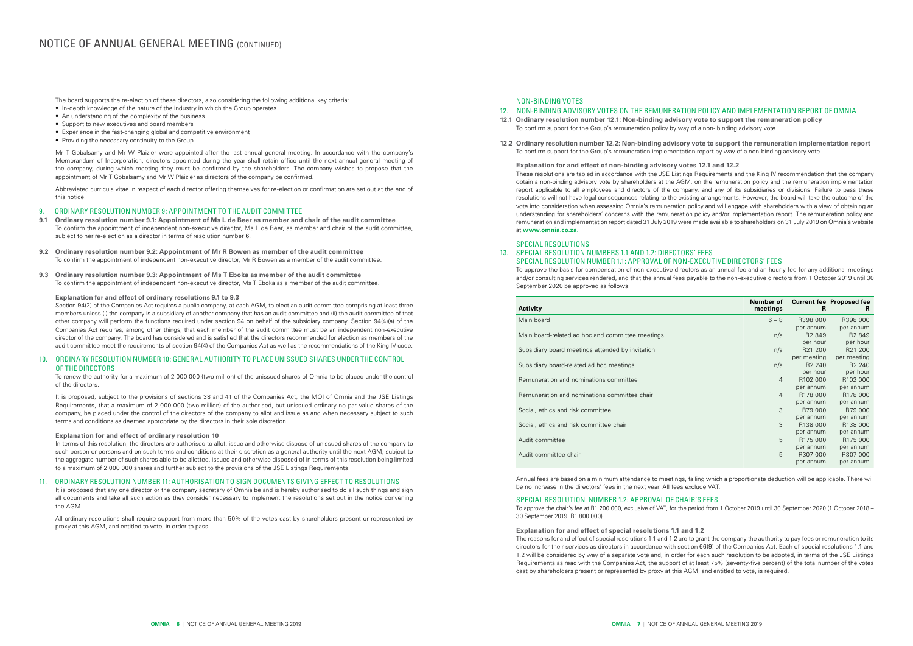# NOTICE OF ANNUAL GENERAL MEETING (CONTINUED)

The board supports the re-election of these directors, also considering the following additional key criteria:

- In-depth knowledge of the nature of the industry in which the Group operates
- An understanding of the complexity of the business
- Support to new executives and board members
- Experience in the fast-changing global and competitive environment
- Providing the necessary continuity to the Group

Mr T Gobalsamy and Mr W Plaizier were appointed after the last annual general meeting. In accordance with the company's Memorandum of Incorporation, directors appointed during the year shall retain office until the next annual general meeting of the company, during which meeting they must be confirmed by the shareholders. The company wishes to propose that the appointment of Mr T Gobalsamy and Mr W Plaizier as directors of the company be confirmed.

Abbreviated curricula vitae in respect of each director offering themselves for re-election or confirmation are set out at the end of this notice.

## 9. ORDINARY RESOLUTION NUMBER 9: APPOINTMENT TO THE AUDIT COMMITTEE

**9.1 Ordinary resolution number 9.1: Appointment of Ms L de Beer as member and chair of the audit committee**
To confirm the appointment of independent non-executive director, Ms L de Beer, as member and chair of the audit committee, subject to her re-election as a director in terms of resolution number 6.

**9.2 Ordinary resolution number 9.2: Appointment of Mr R Bowen as member of the audit committee**
To confirm the appointment of independent non-executive director, Mr R Bowen as a member of the audit committee.

**9.3 Ordinary resolution number 9.3: Appointment of Ms T Eboka as member of the audit committee**
To confirm the appointment of independent non-executive director, Ms T Eboka as a member of the audit committee.

**Explanation for and effect of ordinary resolutions 9.1 to 9.3**

Section 94(2) of the Companies Act requires a public company, at each AGM, to elect an audit committee comprising at least three members unless (i) the company is a subsidiary of another company that has an audit committee and (ii) the audit committee of that other company will perform the functions required under section 94 on behalf of the subsidiary company. Section 94(4)(a) of the Companies Act requires, among other things, that each member of the audit committee must be an independent non-executive director of the company. The board has considered and is satisfied that the directors recommended for election as members of the audit committee meet the requirements of section 94(4) of the Companies Act as well as the recommendations of the King IV code.

## 10. ORDINARY RESOLUTION NUMBER 10: GENERAL AUTHORITY TO PLACE UNISSUED SHARES UNDER THE CONTROL OF THE DIRECTORS

To renew the authority for a maximum of 2 000 000 (two million) of the unissued shares of Omnia to be placed under the control of the directors.

It is proposed, subject to the provisions of sections 38 and 41 of the Companies Act, the MOI of Omnia and the JSE Listings Requirements, that a maximum of 2 000 000 (two million) of the authorised, but unissued ordinary no par value shares of the company, be placed under the control of the directors of the company to allot and issue as and when necessary subject to such terms and conditions as deemed appropriate by the directors in their sole discretion.

**Explanation for and effect of ordinary resolution 10**

In terms of this resolution, the directors are authorised to allot, issue and otherwise dispose of unissued shares of the company to such person or persons and on such terms and conditions at their discretion as a general authority until the next AGM, subject to the aggregate number of such shares able to be allotted, issued and otherwise disposed of in terms of this resolution being limited to a maximum of 2 000 000 shares and further subject to the provisions of the JSE Listings Requirements.

## 11. ORDINARY RESOLUTION NUMBER 11: AUTHORISATION TO SIGN DOCUMENTS GIVING EFFECT TO RESOLUTIONS

It is proposed that any one director or the company secretary of Omnia be and is hereby authorised to do all such things and sign all documents and take all such action as they consider necessary to implement the resolutions set out in the notice convening the AGM.

All ordinary resolutions shall require support from more than 50% of the votes cast by shareholders present or represented by proxy at this AGM, and entitled to vote, in order to pass.

## NON-BINDING VOTES

## 12. NON-BINDING ADVISORY VOTES ON THE REMUNERATION POLICY AND IMPLEMENTATION REPORT OF OMNIA

**12.1 Ordinary resolution number 12.1: Non-binding advisory vote to support the remuneration policy**
To confirm support for the Group's remuneration policy by way of a non- binding advisory vote.

**12.2 Ordinary resolution number 12.2: Non-binding advisory vote to support the remuneration implementation report**
To confirm support for the Group's remuneration implementation report by way of a non-binding advisory vote.

**Explanation for and effect of non-binding advisory votes 12.1 and 12.2**

These resolutions are tabled in accordance with the JSE Listings Requirements and the King IV recommendation that the company obtain a non-binding advisory vote by shareholders at the AGM, on the remuneration policy and the remuneration implementation report applicable to all employees and directors of the company, and any of its subsidiaries or divisions. Failure to pass these resolutions will not have legal consequences relating to the existing arrangements. However, the board will take the outcome of the vote into consideration when assessing Omnia's remuneration policy and will engage with shareholders with a view of obtaining an understanding for shareholders' concerns with the remuneration policy and/or implementation report. The remuneration policy and remuneration and implementation report dated 31 July 2019 were made available to shareholders on 31 July 2019 on Omnia's website at **www.omnia.co.za.**

## SPECIAL RESOLUTIONS

## 13. SPECIAL RESOLUTION NUMBERS 1.1 AND 1.2: DIRECTORS' FEES

### SPECIAL RESOLUTION NUMBER 1.1: APPROVAL OF NON-EXECUTIVE DIRECTORS' FEES

To approve the basis for compensation of non-executive directors as an annual fee and an hourly fee for any additional meetings and/or consulting services rendered, and that the annual fees payable to the non-executive directors from 1 October 2019 until 30 September 2020 be approved as follows:

| Activity | Number of meetings | Current fee R | Proposed fee R |
|---|---|---|---|
| Main board | 6 – 8 | R398 000 per annum | R398 000 per annum |
| Main board-related ad hoc and committee meetings | n/a | R2 849 per hour | R2 849 per hour |
| Subsidiary board meetings attended by invitation | n/a | R21 200 per meeting | R21 200 per meeting |
| Subsidiary board-related ad hoc meetings | n/a | R2 240 per hour | R2 240 per hour |
| Remuneration and nominations committee | 4 | R102 000 per annum | R102 000 per annum |
| Remuneration and nominations committee chair | 4 | R178 000 per annum | R178 000 per annum |
| Social, ethics and risk committee | 3 | R79 000 per annum | R79 000 per annum |
| Social, ethics and risk committee chair | 3 | R138 000 per annum | R138 000 per annum |
| Audit committee | 5 | R175 000 per annum | R175 000 per annum |
| Audit committee chair | 5 | R307 000 per annum | R307 000 per annum |

Annual fees are based on a minimum attendance to meetings, failing which a proportionate deduction will be applicable. There will be no increase in the directors' fees in the next year. All fees exclude VAT.

### SPECIAL RESOLUTION NUMBER 1.2: APPROVAL OF CHAIR'S FEES

To approve the chair's fee at R1 200 000, exclusive of VAT, for the period from 1 October 2019 until 30 September 2020 (1 October 2018 – 30 September 2019: R1 800 000).

**Explanation for and effect of special resolutions 1.1 and 1.2**

The reasons for and effect of special resolutions 1.1 and 1.2 are to grant the company the authority to pay fees or remuneration to its directors for their services as directors in accordance with section 66(9) of the Companies Act. Each of special resolutions 1.1 and 1.2 will be considered by way of a separate vote and, in order for each such resolution to be adopted, in terms of the JSE Listings Requirements as read with the Companies Act, the support of at least 75% (seventy-five percent) of the total number of the votes cast by shareholders present or represented by proxy at this AGM, and entitled to vote, is required.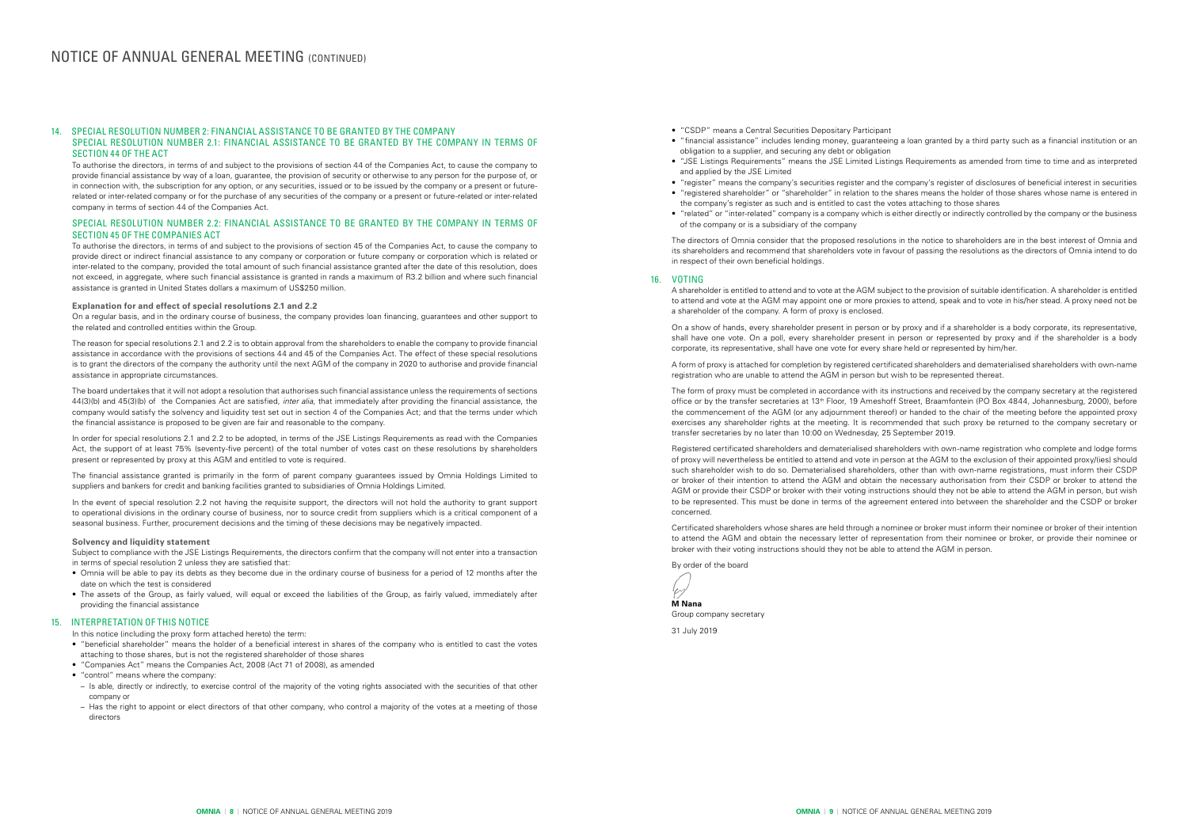## 14. SPECIAL RESOLUTION NUMBER 2: FINANCIAL ASSISTANCE TO BE GRANTED BY THE COMPANY

### SPECIAL RESOLUTION NUMBER 2.1: FINANCIAL ASSISTANCE TO BE GRANTED BY THE COMPANY IN TERMS OF SECTION 44 OF THE ACT

To authorise the directors, in terms of and subject to the provisions of section 44 of the Companies Act, to cause the company to provide financial assistance by way of a loan, guarantee, the provision of security or otherwise to any person for the purpose of, or in connection with, the subscription for any option, or any securities, issued or to be issued by the company or a present or future-related or inter-related company or for the purchase of any securities of the company or a present or future-related or inter-related company in terms of section 44 of the Companies Act.

### SPECIAL RESOLUTION NUMBER 2.2: FINANCIAL ASSISTANCE TO BE GRANTED BY THE COMPANY IN TERMS OF SECTION 45 OF THE COMPANIES ACT

To authorise the directors, in terms of and subject to the provisions of section 45 of the Companies Act, to cause the company to provide direct or indirect financial assistance to any company or corporation or future company or corporation which is related or inter-related to the company, provided the total amount of such financial assistance granted after the date of this resolution, does not exceed, in aggregate, where such financial assistance is granted in rands a maximum of R3.2 billion and where such financial assistance is granted in United States dollars a maximum of US$250 million.

**Explanation for and effect of special resolutions 2.1 and 2.2**

On a regular basis, and in the ordinary course of business, the company provides loan financing, guarantees and other support to the related and controlled entities within the Group.

The reason for special resolutions 2.1 and 2.2 is to obtain approval from the shareholders to enable the company to provide financial assistance in accordance with the provisions of sections 44 and 45 of the Companies Act. The effect of these special resolutions is to grant the directors of the company the authority until the next AGM of the company in 2020 to authorise and provide financial assistance in appropriate circumstances.

The board undertakes that it will not adopt a resolution that authorises such financial assistance unless the requirements of sections 44(3)(b) and 45(3)(b) of the Companies Act are satisfied, *inter alia*, that immediately after providing the financial assistance, the company would satisfy the solvency and liquidity test set out in section 4 of the Companies Act; and that the terms under which the financial assistance is proposed to be given are fair and reasonable to the company.

In order for special resolutions 2.1 and 2.2 to be adopted, in terms of the JSE Listings Requirements as read with the Companies Act, the support of at least 75% (seventy-five percent) of the total number of votes cast on these resolutions by shareholders present or represented by proxy at this AGM and entitled to vote is required.

The financial assistance granted is primarily in the form of parent company guarantees issued by Omnia Holdings Limited to suppliers and bankers for credit and banking facilities granted to subsidiaries of Omnia Holdings Limited.

In the event of special resolution 2.2 not having the requisite support, the directors will not hold the authority to grant support to operational divisions in the ordinary course of business, nor to source credit from suppliers which is a critical component of a seasonal business. Further, procurement decisions and the timing of these decisions may be negatively impacted.

**Solvency and liquidity statement**

Subject to compliance with the JSE Listings Requirements, the directors confirm that the company will not enter into a transaction in terms of special resolution 2 unless they are satisfied that:

- Omnia will be able to pay its debts as they become due in the ordinary course of business for a period of 12 months after the date on which the test is considered
- The assets of the Group, as fairly valued, will equal or exceed the liabilities of the Group, as fairly valued, immediately after providing the financial assistance

## 15. INTERPRETATION OF THIS NOTICE

In this notice (including the proxy form attached hereto) the term:

- "beneficial shareholder" means the holder of a beneficial interest in shares of the company who is entitled to cast the votes attaching to those shares, but is not the registered shareholder of those shares
- "Companies Act" means the Companies Act, 2008 (Act 71 of 2008), as amended
- "control" means where the company:
  - Is able, directly or indirectly, to exercise control of the majority of the voting rights associated with the securities of that other company or
  - Has the right to appoint or elect directors of that other company, who control a majority of the votes at a meeting of those directors
- "CSDP" means a Central Securities Depositary Participant
- "financial assistance" includes lending money, guaranteeing a loan granted by a third party such as a financial institution or an obligation to a supplier, and securing any debt or obligation
- "JSE Listings Requirements" means the JSE Limited Listings Requirements as amended from time to time and as interpreted and applied by the JSE Limited
- "register" means the company's securities register and the company's register of disclosures of beneficial interest in securities
- "registered shareholder" or "shareholder" in relation to the shares means the holder of those shares whose name is entered in the company's register as such and is entitled to cast the votes attaching to those shares
- "related" or "inter-related" company is a company which is either directly or indirectly controlled by the company or the business of the company or is a subsidiary of the company

The directors of Omnia consider that the proposed resolutions in the notice to shareholders are in the best interest of Omnia and its shareholders and recommend that shareholders vote in favour of passing the resolutions as the directors of Omnia intend to do in respect of their own beneficial holdings.

## 16. VOTING

A shareholder is entitled to attend and to vote at the AGM subject to the provision of suitable identification. A shareholder is entitled to attend and vote at the AGM may appoint one or more proxies to attend, speak and to vote in his/her stead. A proxy need not be a shareholder of the company. A form of proxy is enclosed.

On a show of hands, every shareholder present in person or by proxy and if a shareholder is a body corporate, its representative, shall have one vote. On a poll, every shareholder present in person or represented by proxy and if the shareholder is a body corporate, its representative, shall have one vote for every share held or represented by him/her.

A form of proxy is attached for completion by registered certificated shareholders and dematerialised shareholders with own-name registration who are unable to attend the AGM in person but wish to be represented thereat.

The form of proxy must be completed in accordance with its instructions and received by the company secretary at the registered office or by the transfer secretaries at 13th Floor, 19 Ameshoff Street, Braamfontein (PO Box 4844, Johannesburg, 2000), before the commencement of the AGM (or any adjournment thereof) or handed to the chair of the meeting before the appointed proxy exercises any shareholder rights at the meeting. It is recommended that such proxy be returned to the company secretary or transfer secretaries by no later than 10:00 on Wednesday, 25 September 2019.

Registered certificated shareholders and dematerialised shareholders with own-name registration who complete and lodge forms of proxy will nevertheless be entitled to attend and vote in person at the AGM to the exclusion of their appointed proxy(ies) should such shareholder wish to do so. Dematerialised shareholders, other than with own-name registrations, must inform their CSDP or broker of their intention to attend the AGM and obtain the necessary authorisation from their CSDP or broker to attend the AGM or provide their CSDP or broker with their voting instructions should they not be able to attend the AGM in person, but wish to be represented. This must be done in terms of the agreement entered into between the shareholder and the CSDP or broker concerned.

Certificated shareholders whose shares are held through a nominee or broker must inform their nominee or broker of their intention to attend the AGM and obtain the necessary letter of representation from their nominee or broker, or provide their nominee or broker with their voting instructions should they not be able to attend the AGM in person.

By order of the board

**M Nana**
Group company secretary

31 July 2019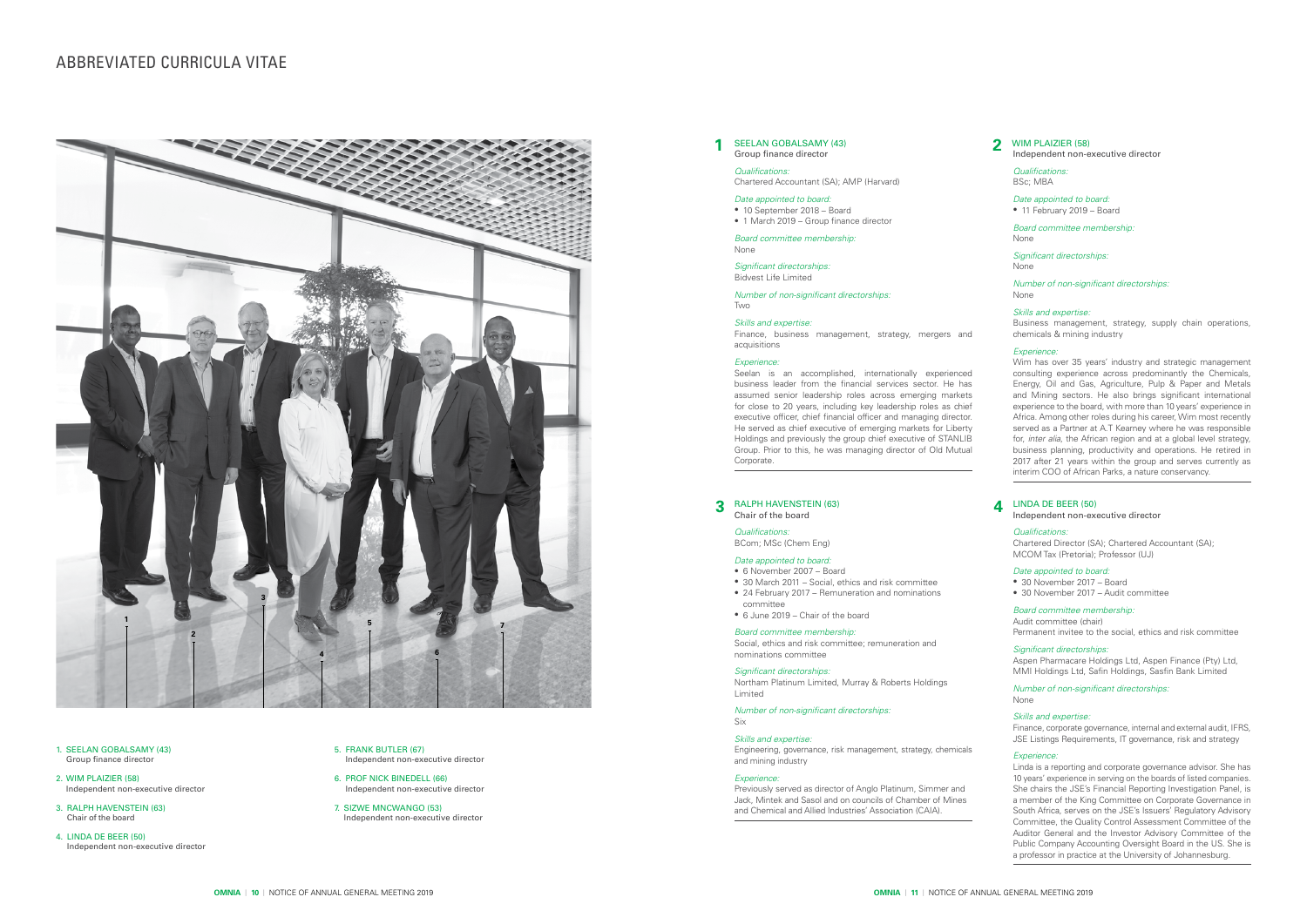# ABBREVIATED CURRICULA VITAE

1. SEELAN GOBALSAMY (43)
   Group finance director
2. WIM PLAIZIER (58)
   Independent non-executive director
3. RALPH HAVENSTEIN (63)
   Chair of the board
4. LINDA DE BEER (50)
   Independent non-executive director
5. FRANK BUTLER (67)
   Independent non-executive director
6. PROF NICK BINEDELL (66)
   Independent non-executive director
7. SIZWE MNCWANGO (53)
   Independent non-executive director

## 1 SEELAN GOBALSAMY (43)

Group finance director

*Qualifications:*
Chartered Accountant (SA); AMP (Harvard)

*Date appointed to board:*
- 10 September 2018 – Board
- 1 March 2019 – Group finance director

*Board committee membership:*
None

*Significant directorships:*
Bidvest Life Limited

*Number of non-significant directorships:*
Two

*Skills and expertise:*
Finance, business management, strategy, mergers and acquisitions

*Experience:*
Seelan is an accomplished, internationally experienced business leader from the financial services sector. He has assumed senior leadership roles across emerging markets for close to 20 years, including key leadership roles as chief executive officer, chief financial officer and managing director. He served as chief executive of emerging markets for Liberty Holdings and previously the group chief executive of STANLIB Group. Prior to this, he was managing director of Old Mutual Corporate.

## 2 WIM PLAIZIER (58)

Independent non-executive director

*Qualifications:*
BSc; MBA

*Date appointed to board:*
- 11 February 2019 – Board

*Board committee membership:*
None

*Significant directorships:*
None

*Number of non-significant directorships:*
None

*Skills and expertise:*
Business management, strategy, supply chain operations, chemicals & mining industry

*Experience:*
Wim has over 35 years' industry and strategic management consulting experience across predominantly the Chemicals, Energy, Oil and Gas, Agriculture, Pulp & Paper and Metals and Mining sectors. He also brings significant international experience to the board, with more than 10 years' experience in Africa. Among other roles during his career, Wim most recently served as a Partner at A.T Kearney where he was responsible for, *inter alia*, the African region and at a global level strategy, business planning, productivity and operations. He retired in 2017 after 21 years within the group and serves currently as interim COO of African Parks, a nature conservancy.

## 3 RALPH HAVENSTEIN (63)

Chair of the board

*Qualifications:*
BCom; MSc (Chem Eng)

*Date appointed to board:*
- 6 November 2007 – Board
- 30 March 2011 – Social, ethics and risk committee
- 24 February 2017 – Remuneration and nominations committee
- 6 June 2019 – Chair of the board

*Board committee membership:*
Social, ethics and risk committee; remuneration and nominations committee

*Significant directorships:*
Northam Platinum Limited, Murray & Roberts Holdings Limited

*Number of non-significant directorships:*
Six

*Skills and expertise:*
Engineering, governance, risk management, strategy, chemicals and mining industry

*Experience:*
Previously served as director of Anglo Platinum, Simmer and Jack, Mintek and Sasol and on councils of Chamber of Mines and Chemical and Allied Industries' Association (CAIA).

## 4 LINDA DE BEER (50)

Independent non-executive director

*Qualifications:*
Chartered Director (SA); Chartered Accountant (SA); MCOM Tax (Pretoria); Professor (UJ)

*Date appointed to board:*
- 30 November 2017 – Board
- 30 November 2017 – Audit committee

*Board committee membership:*
Audit committee (chair)
Permanent invitee to the social, ethics and risk committee

*Significant directorships:*
Aspen Pharmacare Holdings Ltd, Aspen Finance (Pty) Ltd, MMI Holdings Ltd, Safin Holdings, Sasfin Bank Limited

*Number of non-significant directorships:*
None

*Skills and expertise:*
Finance, corporate governance, internal and external audit, IFRS, JSE Listings Requirements, IT governance, risk and strategy

*Experience:*
Linda is a reporting and corporate governance advisor. She has 10 years' experience in serving on the boards of listed companies. She chairs the JSE's Financial Reporting Investigation Panel, is a member of the King Committee on Corporate Governance in South Africa, serves on the JSE's Issuers' Regulatory Advisory Committee, the Quality Control Assessment Committee of the Auditor General and the Investor Advisory Committee of the Public Company Accounting Oversight Board in the US. She is a professor in practice at the University of Johannesburg.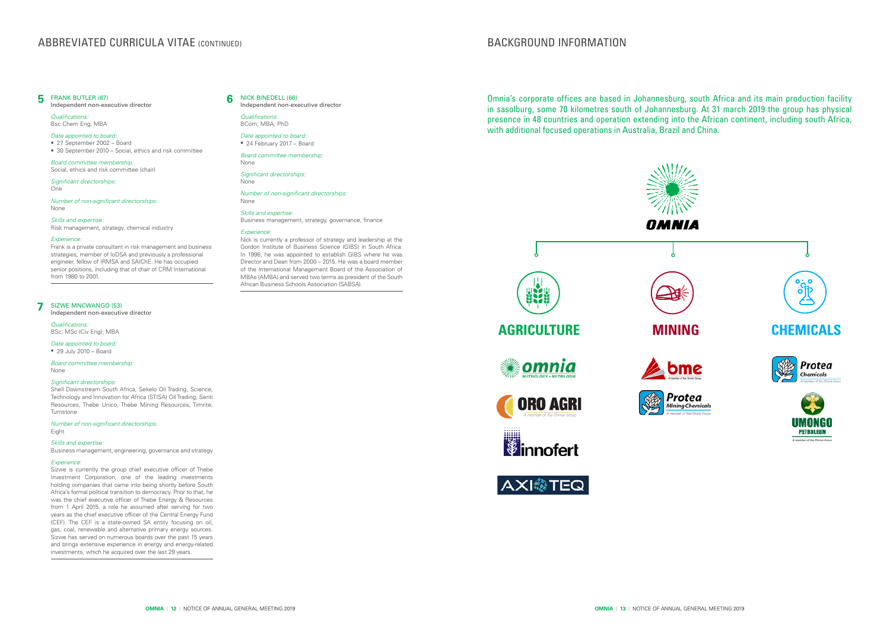# ABBREVIATED CURRICULA VITAE (CONTINUED)

## 5 FRANK BUTLER (67)

Independent non-executive director

*Qualifications:*
Bsc Chem Eng; MBA

*Date appointed to board:*
- 27 September 2002 – Board
- 30 September 2010 – Social, ethics and risk committee

*Board committee membership:*
Social, ethics and risk committee (chair)

*Significant directorships:*
One

*Number of non-significant directorships:*
None

*Skills and expertise:*
Risk management, strategy, chemical industry

*Experience:*
Frank is a private consultant in risk management and business strategies, member of IoDSA and previously a professional engineer, fellow of IRMSA and SAIChE. He has occupied senior positions, including that of chair of CRM International from 1980 to 2001.

## 7 SIZWE MNCWANGO (53)

Independent non-executive director

*Qualifications:*
BSc; MSc (Civ Eng); MBA

*Date appointed to board:*
- 29 July 2010 – Board

*Board committee membership:*
None

*Significant directorships:*
Shell Downstream South Africa, Sekelo Oil Trading, Science, Technology and Innovation for Africa (STISA) Oil Trading, Seriti Resources, Thebe Unico, Thebe Mining Resources, Timrite, Turnstone

*Number of non-significant directorships:*
Eight

*Skills and expertise:*
Business management, engineering, governance and strategy

*Experience:*
Sizwe is currently the group chief executive officer of Thebe Investment Corporation, one of the leading investments holding companies that came into being shortly before South Africa's formal political transition to democracy. Prior to that, he was the chief executive officer of Thebe Energy & Resources from 1 April 2015, a role he assumed after serving for two years as the chief executive officer of the Central Energy Fund (CEF). The CEF is a state-owned SA entity focusing on oil, gas, coal, renewable and alternative primary energy sources. Sizwe has served on numerous boards over the past 15 years and brings extensive experience in energy and energy-related investments, which he acquired over the last 29 years.

## 6 NICK BINEDELL (66)

Independent non-executive director

*Qualifications:*
BCom; MBA; PhD

*Date appointed to board:*
- 24 February 2017 – Board

*Board committee membership:*
None

*Significant directorships:*
None

*Number of non-significant directorships:*
None

*Skills and expertise:*
Business management, strategy, governance, finance

*Experience:*
Nick is currently a professor of strategy and leadership at the Gordon Institute of Business Science (GIBS) in South Africa. In 1998, he was appointed to establish GIBS where he was Director and Dean from 2000 – 2015. He was a board member of the International Management Board of the Association of MBAs (AMBA) and served two terms as president of the South African Business Schools Association (SABSA).

# BACKGROUND INFORMATION

Omnia's corporate offices are based in Johannesburg, south Africa and its main production facility in sasolburg, some 70 kilometres south of Johannesburg. At 31 march 2019 the group has physical presence in 48 countries and operation extending into the African continent, including south Africa, with additional focused operations in Australia, Brazil and China.

OMNIA

| AGRICULTURE | MINING | CHEMICALS |
|---|---|---|
| omnia nutriology • nutrilogie | bme | Protea Chemicals |
| ORO AGRI | Protea Mining Chemicals | UMONGO PETROLEUM |
| innofert | | |
| AXIOTEQ | | |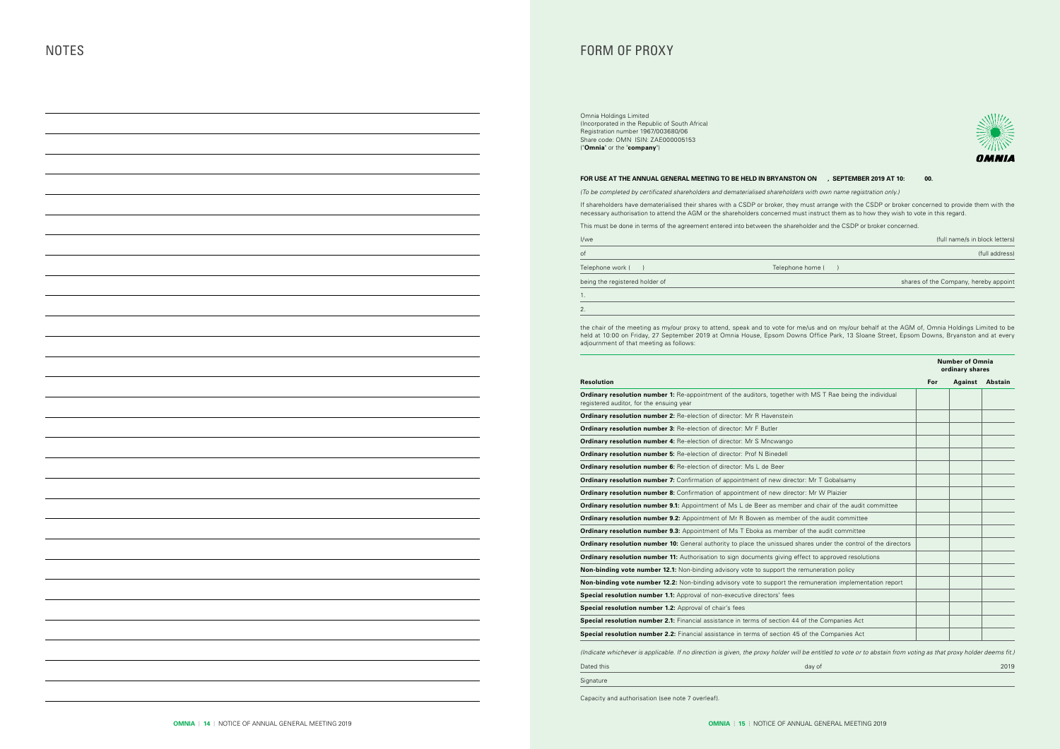# NOTES

# FORM OF PROXY

Omnia Holdings Limited
(Incorporated in the Republic of South Africa)
Registration number 1967/003680/06
Share code: OMN ISIN: ZAE000005153
("**Omnia**" or the "**company**")

**FOR USE AT THE ANNUAL GENERAL MEETING TO BE HELD IN BRYANSTON ON , SEPTEMBER 2019 AT 10:00.**

*(To be completed by certificated shareholders and dematerialised shareholders with own name registration only.)*

If shareholders have dematerialised their shares with a CSDP or broker, they must arrange with the CSDP or broker concerned to provide them with the necessary authorisation to attend the AGM or the shareholders concerned must instruct them as to how they wish to vote in this regard.

This must be done in terms of the agreement entered into between the shareholder and the CSDP or broker concerned.

I/we (full name/s in block letters)

of (full address)

Telephone work ( ) Telephone home ( )

being the registered holder of shares of the Company, hereby appoint

1.

2.

the chair of the meeting as my/our proxy to attend, speak and to vote for me/us and on my/our behalf at the AGM of, Omnia Holdings Limited to be held at 10:00 on Friday, 27 September 2019 at Omnia House, Epsom Downs Office Park, 13 Sloane Street, Epsom Downs, Bryanston and at every adjournment of that meeting as follows:

| | Number of Omnia ordinary shares | | |
|---|---|---|---|
| **Resolution** | **For** | **Against** | **Abstain** |
| **Ordinary resolution number 1:** Re-appointment of the auditors, together with MS T Rae being the individual registered auditor, for the ensuing year | | | |
| **Ordinary resolution number 2:** Re-election of director: Mr R Havenstein | | | |
| **Ordinary resolution number 3:** Re-election of director: Mr F Butler | | | |
| **Ordinary resolution number 4:** Re-election of director: Mr S Mncwango | | | |
| **Ordinary resolution number 5:** Re-election of director: Prof N Binedell | | | |
| **Ordinary resolution number 6:** Re-election of director: Ms L de Beer | | | |
| **Ordinary resolution number 7:** Confirmation of appointment of new director: Mr T Gobalsamy | | | |
| **Ordinary resolution number 8:** Confirmation of appointment of new director: Mr W Plaizier | | | |
| **Ordinary resolution number 9.1:** Appointment of Ms L de Beer as member and chair of the audit committee | | | |
| **Ordinary resolution number 9.2:** Appointment of Mr R Bowen as member of the audit committee | | | |
| **Ordinary resolution number 9.3:** Appointment of Ms T Eboka as member of the audit committee | | | |
| **Ordinary resolution number 10:** General authority to place the unissued shares under the control of the directors | | | |
| **Ordinary resolution number 11:** Authorisation to sign documents giving effect to approved resolutions | | | |
| **Non-binding vote number 12.1:** Non-binding advisory vote to support the remuneration policy | | | |
| **Non-binding vote number 12.2:** Non-binding advisory vote to support the remuneration implementation report | | | |
| **Special resolution number 1.1:** Approval of non-executive directors' fees | | | |
| **Special resolution number 1.2:** Approval of chair's fees | | | |
| **Special resolution number 2.1:** Financial assistance in terms of section 44 of the Companies Act | | | |
| **Special resolution number 2.2:** Financial assistance in terms of section 45 of the Companies Act | | | |

*(Indicate whichever is applicable. If no direction is given, the proxy holder will be entitled to vote or to abstain from voting as that proxy holder deems fit.)*

Dated this day of 2019

Signature

Capacity and authorisation (see note 7 overleaf).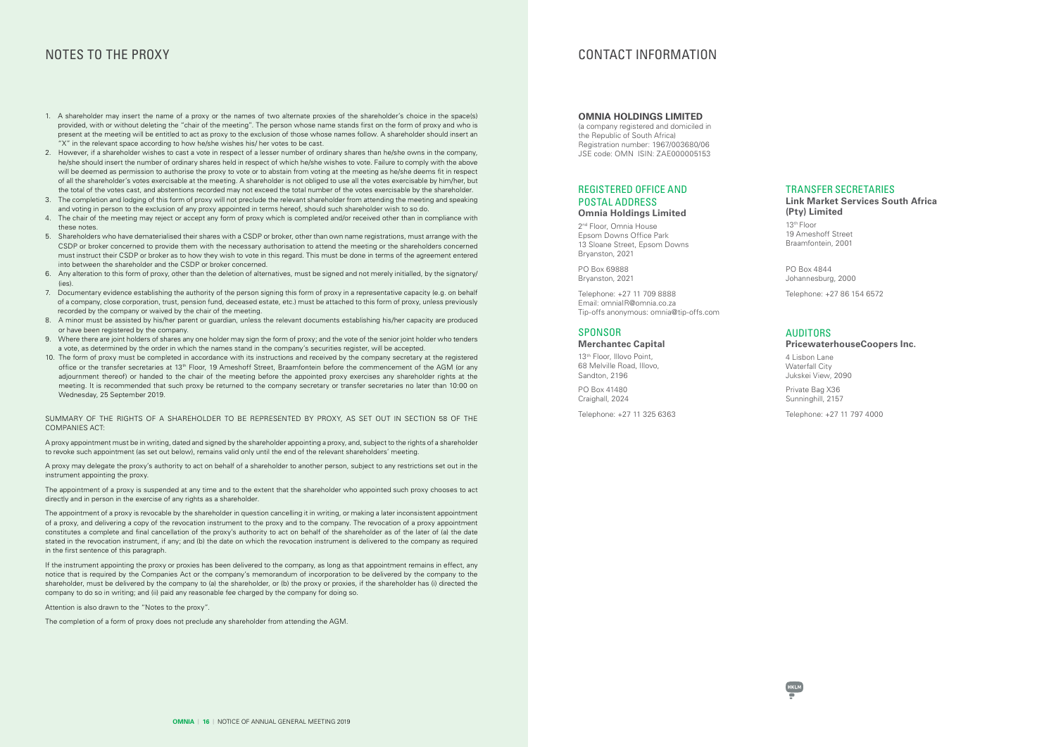# NOTES TO THE PROXY

1. A shareholder may insert the name of a proxy or the names of two alternate proxies of the shareholder's choice in the space(s) provided, with or without deleting the "chair of the meeting". The person whose name stands first on the form of proxy and who is present at the meeting will be entitled to act as proxy to the exclusion of those whose names follow. A shareholder should insert an "X" in the relevant space according to how he/she wishes his/ her votes to be cast.
2. However, if a shareholder wishes to cast a vote in respect of a lesser number of ordinary shares than he/she owns in the company, he/she should insert the number of ordinary shares held in respect of which he/she wishes to vote. Failure to comply with the above will be deemed as permission to authorise the proxy to vote or to abstain from voting at the meeting as he/she deems fit in respect of all the shareholder's votes exercisable at the meeting. A shareholder is not obliged to use all the votes exercisable by him/her, but the total of the votes cast, and abstentions recorded may not exceed the total number of the votes exercisable by the shareholder.
3. The completion and lodging of this form of proxy will not preclude the relevant shareholder from attending the meeting and speaking and voting in person to the exclusion of any proxy appointed in terms hereof, should such shareholder wish to so do.
4. The chair of the meeting may reject or accept any form of proxy which is completed and/or received other than in compliance with these notes.
5. Shareholders who have dematerialised their shares with a CSDP or broker, other than own name registrations, must arrange with the CSDP or broker concerned to provide them with the necessary authorisation to attend the meeting or the shareholders concerned must instruct their CSDP or broker as to how they wish to vote in this regard. This must be done in terms of the agreement entered into between the shareholder and the CSDP or broker concerned.
6. Any alteration to this form of proxy, other than the deletion of alternatives, must be signed and not merely initialled, by the signatory/(ies).
7. Documentary evidence establishing the authority of the person signing this form of proxy in a representative capacity (e.g. on behalf of a company, close corporation, trust, pension fund, deceased estate, etc.) must be attached to this form of proxy, unless previously recorded by the company or waived by the chair of the meeting.
8. A minor must be assisted by his/her parent or guardian, unless the relevant documents establishing his/her capacity are produced or have been registered by the company.
9. Where there are joint holders of shares any one holder may sign the form of proxy; and the vote of the senior joint holder who tenders a vote, as determined by the order in which the names stand in the company's securities register, will be accepted.
10. The form of proxy must be completed in accordance with its instructions and received by the company secretary at the registered office or the transfer secretaries at 13th Floor, 19 Ameshoff Street, Braamfontein before the commencement of the AGM (or any adjournment thereof) or handed to the chair of the meeting before the appointed proxy exercises any shareholder rights at the meeting. It is recommended that such proxy be returned to the company secretary or transfer secretaries no later than 10:00 on Wednesday, 25 September 2019.

SUMMARY OF THE RIGHTS OF A SHAREHOLDER TO BE REPRESENTED BY PROXY, AS SET OUT IN SECTION 58 OF THE COMPANIES ACT:

A proxy appointment must be in writing, dated and signed by the shareholder appointing a proxy, and, subject to the rights of a shareholder to revoke such appointment (as set out below), remains valid only until the end of the relevant shareholders' meeting.

A proxy may delegate the proxy's authority to act on behalf of a shareholder to another person, subject to any restrictions set out in the instrument appointing the proxy.

The appointment of a proxy is suspended at any time and to the extent that the shareholder who appointed such proxy chooses to act directly and in person in the exercise of any rights as a shareholder.

The appointment of a proxy is revocable by the shareholder in question cancelling it in writing, or making a later inconsistent appointment of a proxy, and delivering a copy of the revocation instrument to the proxy and to the company. The revocation of a proxy appointment constitutes a complete and final cancellation of the proxy's authority to act on behalf of the shareholder as of the later of (a) the date stated in the revocation instrument, if any; and (b) the date on which the revocation instrument is delivered to the company as required in the first sentence of this paragraph.

If the instrument appointing the proxy or proxies has been delivered to the company, as long as that appointment remains in effect, any notice that is required by the Companies Act or the company's memorandum of incorporation to be delivered by the company to the shareholder, must be delivered by the company to (a) the shareholder, or (b) the proxy or proxies, if the shareholder has (i) directed the company to do so in writing; and (ii) paid any reasonable fee charged by the company for doing so.

Attention is also drawn to the "Notes to the proxy".

The completion of a form of proxy does not preclude any shareholder from attending the AGM.

# CONTACT INFORMATION

**OMNIA HOLDINGS LIMITED**
(a company registered and domiciled in the Republic of South Africa)
Registration number: 1967/003680/06
JSE code: OMN ISIN: ZAE000005153

## REGISTERED OFFICE AND POSTAL ADDRESS

**Omnia Holdings Limited**

2nd Floor, Omnia House
Epsom Downs Office Park
13 Sloane Street, Epsom Downs
Bryanston, 2021

PO Box 69888
Bryanston, 2021

Telephone: +27 11 709 8888
Email: omniaIR@omnia.co.za
Tip-offs anonymous: omnia@tip-offs.com

## TRANSFER SECRETARIES

**Link Market Services South Africa (Pty) Limited**

13th Floor
19 Ameshoff Street
Braamfontein, 2001

PO Box 4844
Johannesburg, 2000

Telephone: +27 86 154 6572

## SPONSOR

**Merchantec Capital**

13th Floor, Illovo Point,
68 Melville Road, Illovo,
Sandton, 2196

PO Box 41480
Craighall, 2024

Telephone: +27 11 325 6363

## AUDITORS

**PricewaterhouseCoopers Inc.**

4 Lisbon Lane
Waterfall City
Jukskei View, 2090

Private Bag X36
Sunninghill, 2157

Telephone: +27 11 797 4000